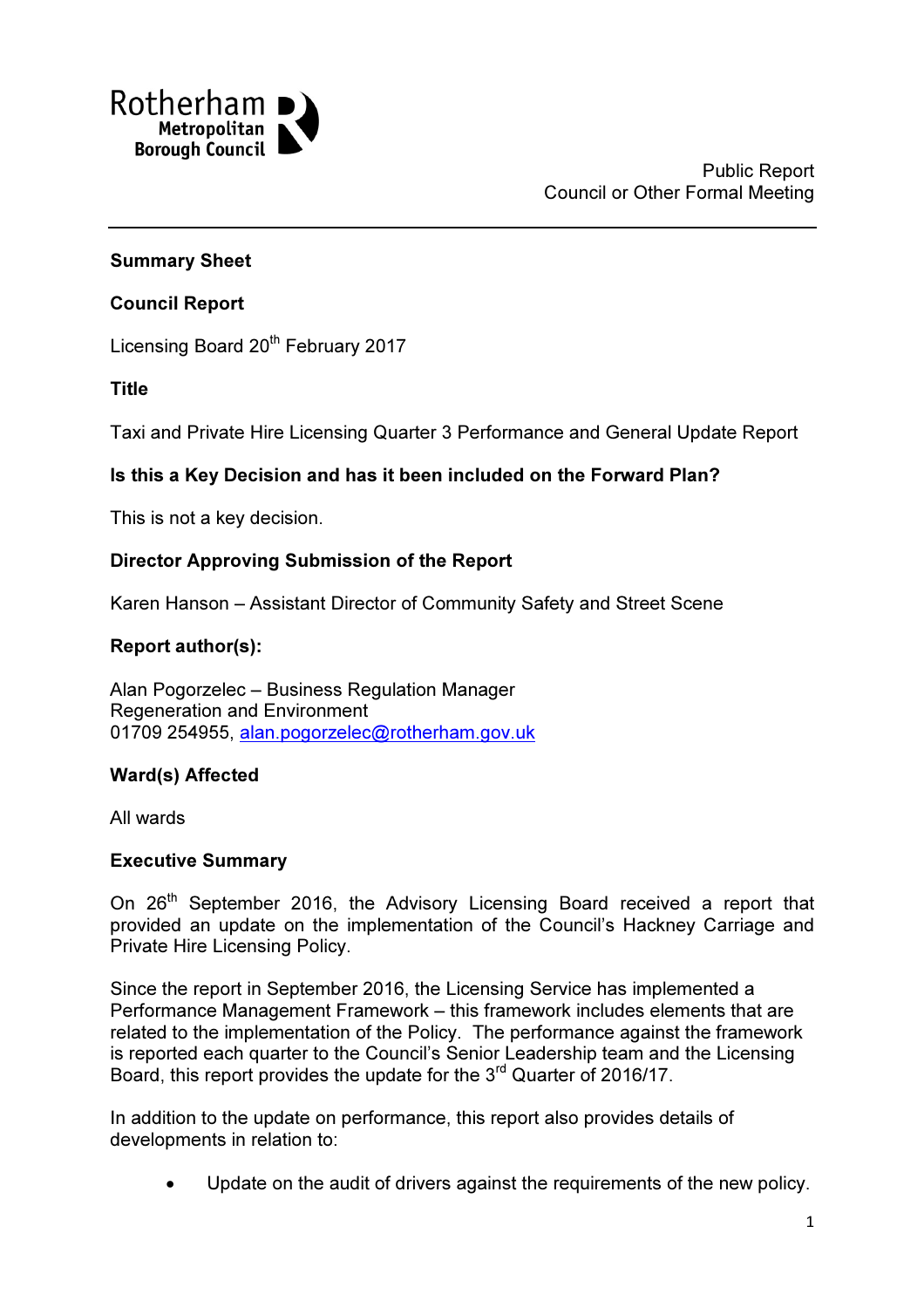Rotherham Metropolitan Borough Council

Public Report
Council or Other Formal Meeting

**Summary Sheet**

**Council Report**

Licensing Board 20th February 2017

**Title**

Taxi and Private Hire Licensing Quarter 3 Performance and General Update Report

**Is this a Key Decision and has it been included on the Forward Plan?**

This is not a key decision.

**Director Approving Submission of the Report**

Karen Hanson – Assistant Director of Community Safety and Street Scene

**Report author(s):**

Alan Pogorzelec – Business Regulation Manager
Regeneration and Environment
01709 254955, alan.pogorzelec@rotherham.gov.uk

**Ward(s) Affected**

All wards

**Executive Summary**

On 26th September 2016, the Advisory Licensing Board received a report that provided an update on the implementation of the Council's Hackney Carriage and Private Hire Licensing Policy.

Since the report in September 2016, the Licensing Service has implemented a Performance Management Framework – this framework includes elements that are related to the implementation of the Policy. The performance against the framework is reported each quarter to the Council's Senior Leadership team and the Licensing Board, this report provides the update for the 3rd Quarter of 2016/17.

In addition to the update on performance, this report also provides details of developments in relation to:

- Update on the audit of drivers against the requirements of the new policy.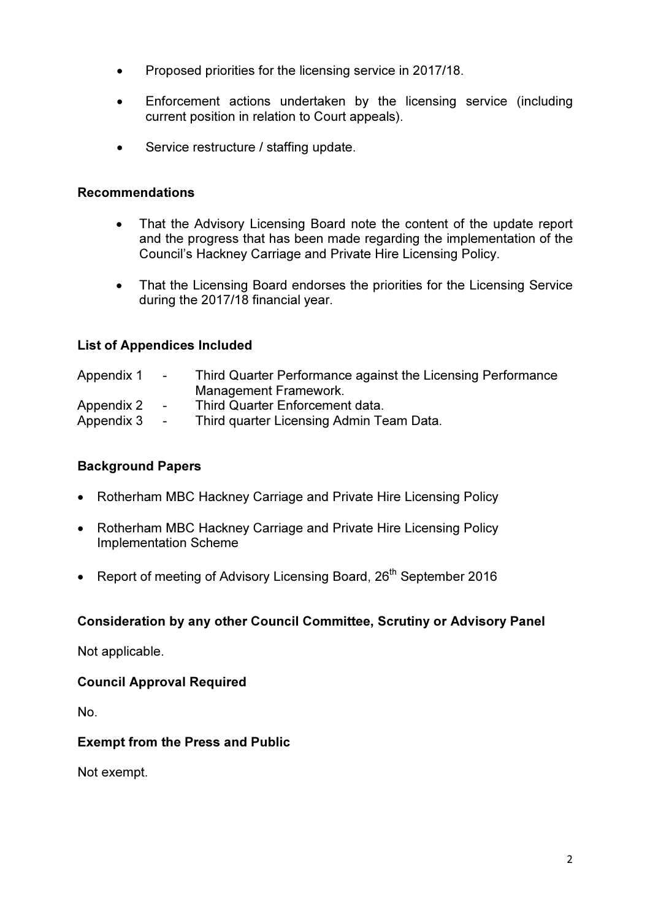- Proposed priorities for the licensing service in 2017/18.

- Enforcement actions undertaken by the licensing service (including current position in relation to Court appeals).

- Service restructure / staffing update.

## Recommendations

- That the Advisory Licensing Board note the content of the update report and the progress that has been made regarding the implementation of the Council's Hackney Carriage and Private Hire Licensing Policy.

- That the Licensing Board endorses the priorities for the Licensing Service during the 2017/18 financial year.

## List of Appendices Included

Appendix 1 - Third Quarter Performance against the Licensing Performance Management Framework.
Appendix 2 - Third Quarter Enforcement data.
Appendix 3 - Third quarter Licensing Admin Team Data.

## Background Papers

- Rotherham MBC Hackney Carriage and Private Hire Licensing Policy

- Rotherham MBC Hackney Carriage and Private Hire Licensing Policy Implementation Scheme

- Report of meeting of Advisory Licensing Board, 26th September 2016

## Consideration by any other Council Committee, Scrutiny or Advisory Panel

Not applicable.

## Council Approval Required

No.

## Exempt from the Press and Public

Not exempt.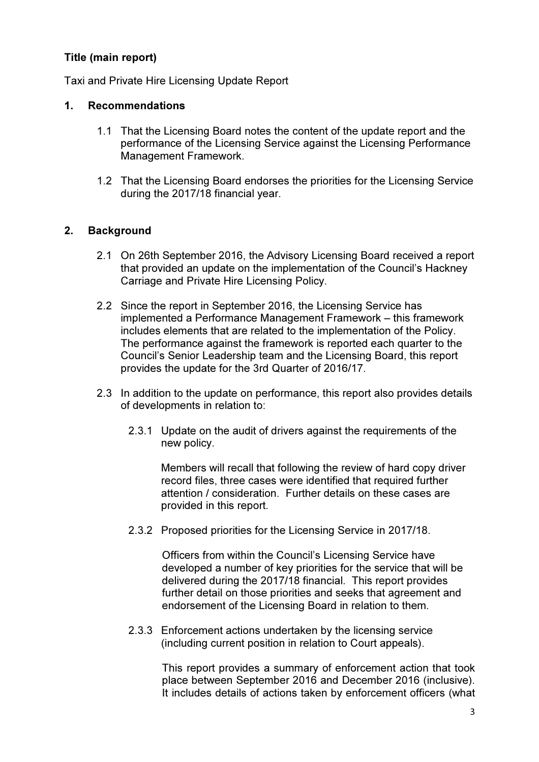**Title (main report)**

Taxi and Private Hire Licensing Update Report

## 1. Recommendations

1.1 That the Licensing Board notes the content of the update report and the performance of the Licensing Service against the Licensing Performance Management Framework.

1.2 That the Licensing Board endorses the priorities for the Licensing Service during the 2017/18 financial year.

## 2. Background

2.1 On 26th September 2016, the Advisory Licensing Board received a report that provided an update on the implementation of the Council's Hackney Carriage and Private Hire Licensing Policy.

2.2 Since the report in September 2016, the Licensing Service has implemented a Performance Management Framework – this framework includes elements that are related to the implementation of the Policy. The performance against the framework is reported each quarter to the Council's Senior Leadership team and the Licensing Board, this report provides the update for the 3rd Quarter of 2016/17.

2.3 In addition to the update on performance, this report also provides details of developments in relation to:

2.3.1 Update on the audit of drivers against the requirements of the new policy.

Members will recall that following the review of hard copy driver record files, three cases were identified that required further attention / consideration. Further details on these cases are provided in this report.

2.3.2 Proposed priorities for the Licensing Service in 2017/18.

Officers from within the Council's Licensing Service have developed a number of key priorities for the service that will be delivered during the 2017/18 financial. This report provides further detail on those priorities and seeks that agreement and endorsement of the Licensing Board in relation to them.

2.3.3 Enforcement actions undertaken by the licensing service (including current position in relation to Court appeals).

This report provides a summary of enforcement action that took place between September 2016 and December 2016 (inclusive). It includes details of actions taken by enforcement officers (what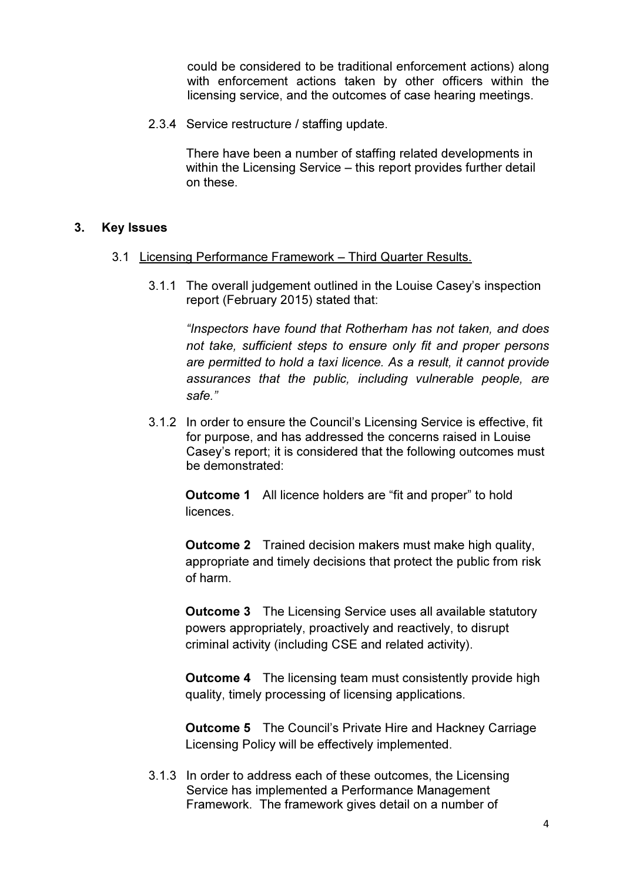could be considered to be traditional enforcement actions) along with enforcement actions taken by other officers within the licensing service, and the outcomes of case hearing meetings.

2.3.4 Service restructure / staffing update.

There have been a number of staffing related developments in within the Licensing Service – this report provides further detail on these.

## 3. Key Issues

### 3.1 Licensing Performance Framework – Third Quarter Results.

3.1.1 The overall judgement outlined in the Louise Casey's inspection report (February 2015) stated that:

*"Inspectors have found that Rotherham has not taken, and does not take, sufficient steps to ensure only fit and proper persons are permitted to hold a taxi licence. As a result, it cannot provide assurances that the public, including vulnerable people, are safe."*

3.1.2 In order to ensure the Council's Licensing Service is effective, fit for purpose, and has addressed the concerns raised in Louise Casey's report; it is considered that the following outcomes must be demonstrated:

**Outcome 1** All licence holders are "fit and proper" to hold licences.

**Outcome 2** Trained decision makers must make high quality, appropriate and timely decisions that protect the public from risk of harm.

**Outcome 3** The Licensing Service uses all available statutory powers appropriately, proactively and reactively, to disrupt criminal activity (including CSE and related activity).

**Outcome 4** The licensing team must consistently provide high quality, timely processing of licensing applications.

**Outcome 5** The Council's Private Hire and Hackney Carriage Licensing Policy will be effectively implemented.

3.1.3 In order to address each of these outcomes, the Licensing Service has implemented a Performance Management Framework. The framework gives detail on a number of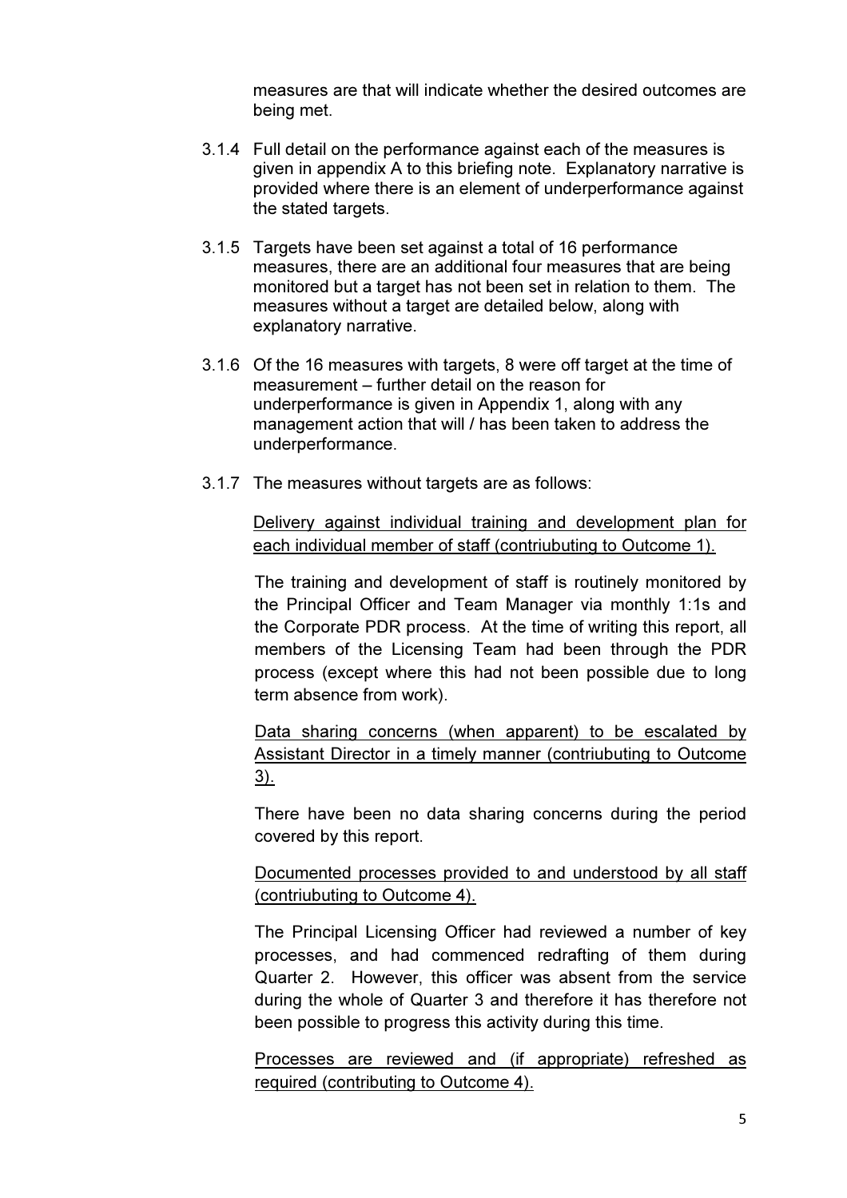measures are that will indicate whether the desired outcomes are being met.

3.1.4 Full detail on the performance against each of the measures is given in appendix A to this briefing note. Explanatory narrative is provided where there is an element of underperformance against the stated targets.

3.1.5 Targets have been set against a total of 16 performance measures, there are an additional four measures that are being monitored but a target has not been set in relation to them. The measures without a target are detailed below, along with explanatory narrative.

3.1.6 Of the 16 measures with targets, 8 were off target at the time of measurement – further detail on the reason for underperformance is given in Appendix 1, along with any management action that will / has been taken to address the underperformance.

3.1.7 The measures without targets are as follows:

<u>Delivery against individual training and development plan for each individual member of staff (contriubuting to Outcome 1).</u>

The training and development of staff is routinely monitored by the Principal Officer and Team Manager via monthly 1:1s and the Corporate PDR process. At the time of writing this report, all members of the Licensing Team had been through the PDR process (except where this had not been possible due to long term absence from work).

<u>Data sharing concerns (when apparent) to be escalated by Assistant Director in a timely manner (contriubuting to Outcome 3).</u>

There have been no data sharing concerns during the period covered by this report.

<u>Documented processes provided to and understood by all staff (contriubuting to Outcome 4).</u>

The Principal Licensing Officer had reviewed a number of key processes, and had commenced redrafting of them during Quarter 2. However, this officer was absent from the service during the whole of Quarter 3 and therefore it has therefore not been possible to progress this activity during this time.

<u>Processes are reviewed and (if appropriate) refreshed as required (contributing to Outcome 4).</u>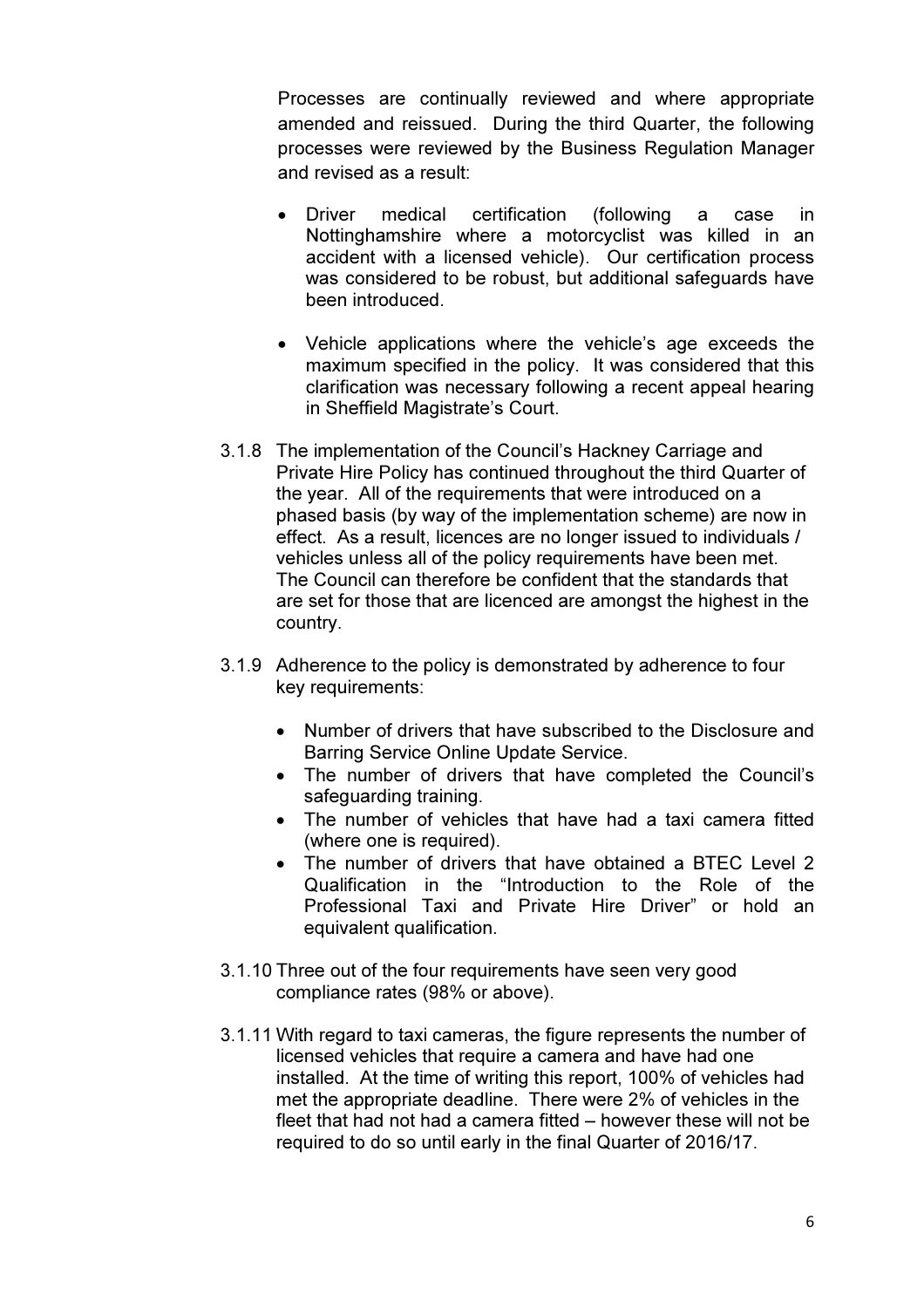Processes are continually reviewed and where appropriate amended and reissued. During the third Quarter, the following processes were reviewed by the Business Regulation Manager and revised as a result:

- Driver medical certification (following a case in Nottinghamshire where a motorcyclist was killed in an accident with a licensed vehicle). Our certification process was considered to be robust, but additional safeguards have been introduced.

- Vehicle applications where the vehicle's age exceeds the maximum specified in the policy. It was considered that this clarification was necessary following a recent appeal hearing in Sheffield Magistrate's Court.

3.1.8 The implementation of the Council's Hackney Carriage and Private Hire Policy has continued throughout the third Quarter of the year. All of the requirements that were introduced on a phased basis (by way of the implementation scheme) are now in effect. As a result, licences are no longer issued to individuals / vehicles unless all of the policy requirements have been met. The Council can therefore be confident that the standards that are set for those that are licenced are amongst the highest in the country.

3.1.9 Adherence to the policy is demonstrated by adherence to four key requirements:

- Number of drivers that have subscribed to the Disclosure and Barring Service Online Update Service.
- The number of drivers that have completed the Council's safeguarding training.
- The number of vehicles that have had a taxi camera fitted (where one is required).
- The number of drivers that have obtained a BTEC Level 2 Qualification in the "Introduction to the Role of the Professional Taxi and Private Hire Driver" or hold an equivalent qualification.

3.1.10 Three out of the four requirements have seen very good compliance rates (98% or above).

3.1.11 With regard to taxi cameras, the figure represents the number of licensed vehicles that require a camera and have had one installed. At the time of writing this report, 100% of vehicles had met the appropriate deadline. There were 2% of vehicles in the fleet that had not had a camera fitted – however these will not be required to do so until early in the final Quarter of 2016/17.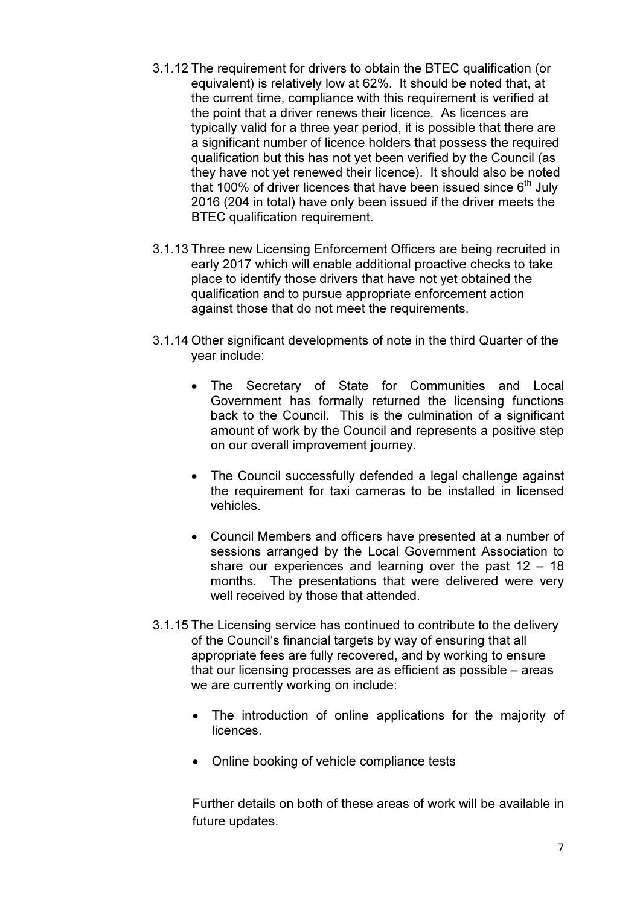3.1.12 The requirement for drivers to obtain the BTEC qualification (or equivalent) is relatively low at 62%. It should be noted that, at the current time, compliance with this requirement is verified at the point that a driver renews their licence. As licences are typically valid for a three year period, it is possible that there are a significant number of licence holders that possess the required qualification but this has not yet been verified by the Council (as they have not yet renewed their licence). It should also be noted that 100% of driver licences that have been issued since 6th July 2016 (204 in total) have only been issued if the driver meets the BTEC qualification requirement.

3.1.13 Three new Licensing Enforcement Officers are being recruited in early 2017 which will enable additional proactive checks to take place to identify those drivers that have not yet obtained the qualification and to pursue appropriate enforcement action against those that do not meet the requirements.

3.1.14 Other significant developments of note in the third Quarter of the year include:

- The Secretary of State for Communities and Local Government has formally returned the licensing functions back to the Council. This is the culmination of a significant amount of work by the Council and represents a positive step on our overall improvement journey.
- The Council successfully defended a legal challenge against the requirement for taxi cameras to be installed in licensed vehicles.
- Council Members and officers have presented at a number of sessions arranged by the Local Government Association to share our experiences and learning over the past 12 – 18 months. The presentations that were delivered were very well received by those that attended.

3.1.15 The Licensing service has continued to contribute to the delivery of the Council's financial targets by way of ensuring that all appropriate fees are fully recovered, and by working to ensure that our licensing processes are as efficient as possible – areas we are currently working on include:

- The introduction of online applications for the majority of licences.
- Online booking of vehicle compliance tests

Further details on both of these areas of work will be available in future updates.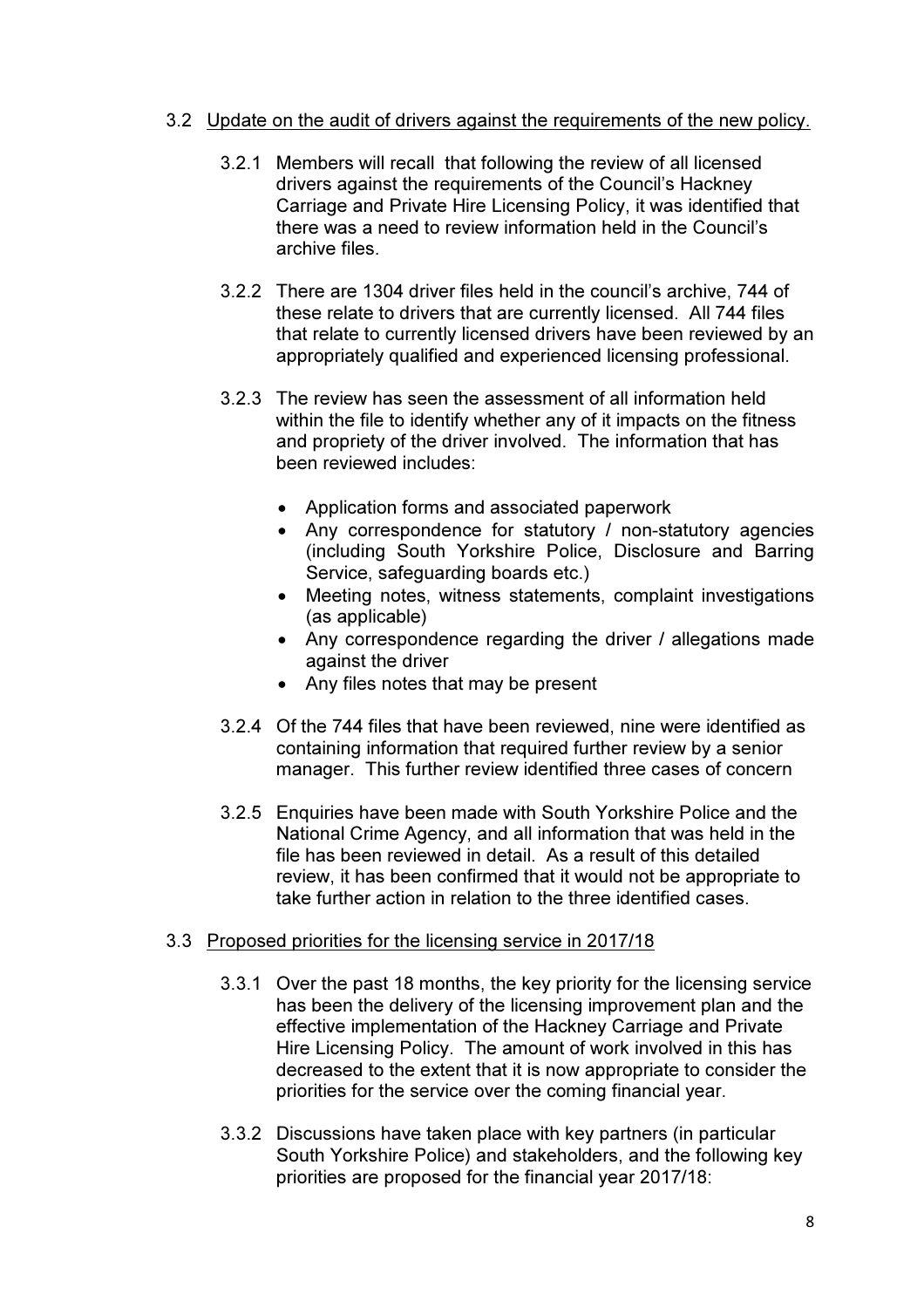3.2 Update on the audit of drivers against the requirements of the new policy.

3.2.1 Members will recall that following the review of all licensed drivers against the requirements of the Council's Hackney Carriage and Private Hire Licensing Policy, it was identified that there was a need to review information held in the Council's archive files.

3.2.2 There are 1304 driver files held in the council's archive, 744 of these relate to drivers that are currently licensed. All 744 files that relate to currently licensed drivers have been reviewed by an appropriately qualified and experienced licensing professional.

3.2.3 The review has seen the assessment of all information held within the file to identify whether any of it impacts on the fitness and propriety of the driver involved. The information that has been reviewed includes:

- Application forms and associated paperwork
- Any correspondence for statutory / non-statutory agencies (including South Yorkshire Police, Disclosure and Barring Service, safeguarding boards etc.)
- Meeting notes, witness statements, complaint investigations (as applicable)
- Any correspondence regarding the driver / allegations made against the driver
- Any files notes that may be present

3.2.4 Of the 744 files that have been reviewed, nine were identified as containing information that required further review by a senior manager. This further review identified three cases of concern

3.2.5 Enquiries have been made with South Yorkshire Police and the National Crime Agency, and all information that was held in the file has been reviewed in detail. As a result of this detailed review, it has been confirmed that it would not be appropriate to take further action in relation to the three identified cases.

3.3 Proposed priorities for the licensing service in 2017/18

3.3.1 Over the past 18 months, the key priority for the licensing service has been the delivery of the licensing improvement plan and the effective implementation of the Hackney Carriage and Private Hire Licensing Policy. The amount of work involved in this has decreased to the extent that it is now appropriate to consider the priorities for the service over the coming financial year.

3.3.2 Discussions have taken place with key partners (in particular South Yorkshire Police) and stakeholders, and the following key priorities are proposed for the financial year 2017/18: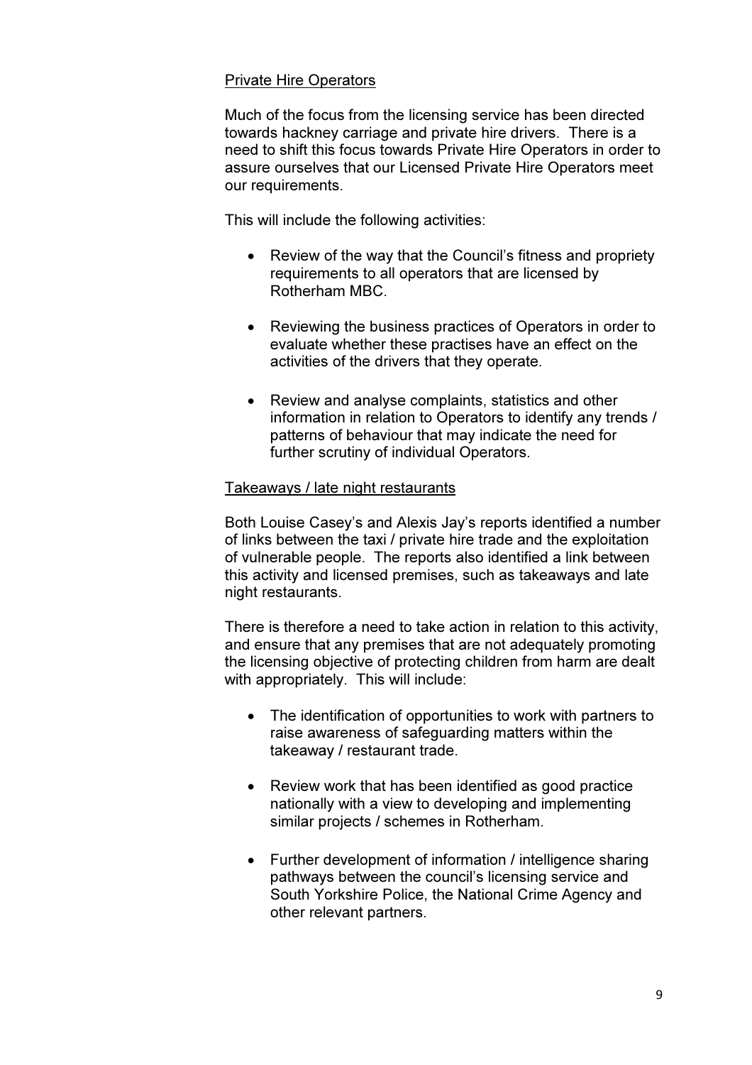Private Hire Operators

Much of the focus from the licensing service has been directed towards hackney carriage and private hire drivers. There is a need to shift this focus towards Private Hire Operators in order to assure ourselves that our Licensed Private Hire Operators meet our requirements.

This will include the following activities:

- Review of the way that the Council's fitness and propriety requirements to all operators that are licensed by Rotherham MBC.
- Reviewing the business practices of Operators in order to evaluate whether these practises have an effect on the activities of the drivers that they operate.
- Review and analyse complaints, statistics and other information in relation to Operators to identify any trends / patterns of behaviour that may indicate the need for further scrutiny of individual Operators.

Takeaways / late night restaurants

Both Louise Casey's and Alexis Jay's reports identified a number of links between the taxi / private hire trade and the exploitation of vulnerable people. The reports also identified a link between this activity and licensed premises, such as takeaways and late night restaurants.

There is therefore a need to take action in relation to this activity, and ensure that any premises that are not adequately promoting the licensing objective of protecting children from harm are dealt with appropriately. This will include:

- The identification of opportunities to work with partners to raise awareness of safeguarding matters within the takeaway / restaurant trade.
- Review work that has been identified as good practice nationally with a view to developing and implementing similar projects / schemes in Rotherham.
- Further development of information / intelligence sharing pathways between the council's licensing service and South Yorkshire Police, the National Crime Agency and other relevant partners.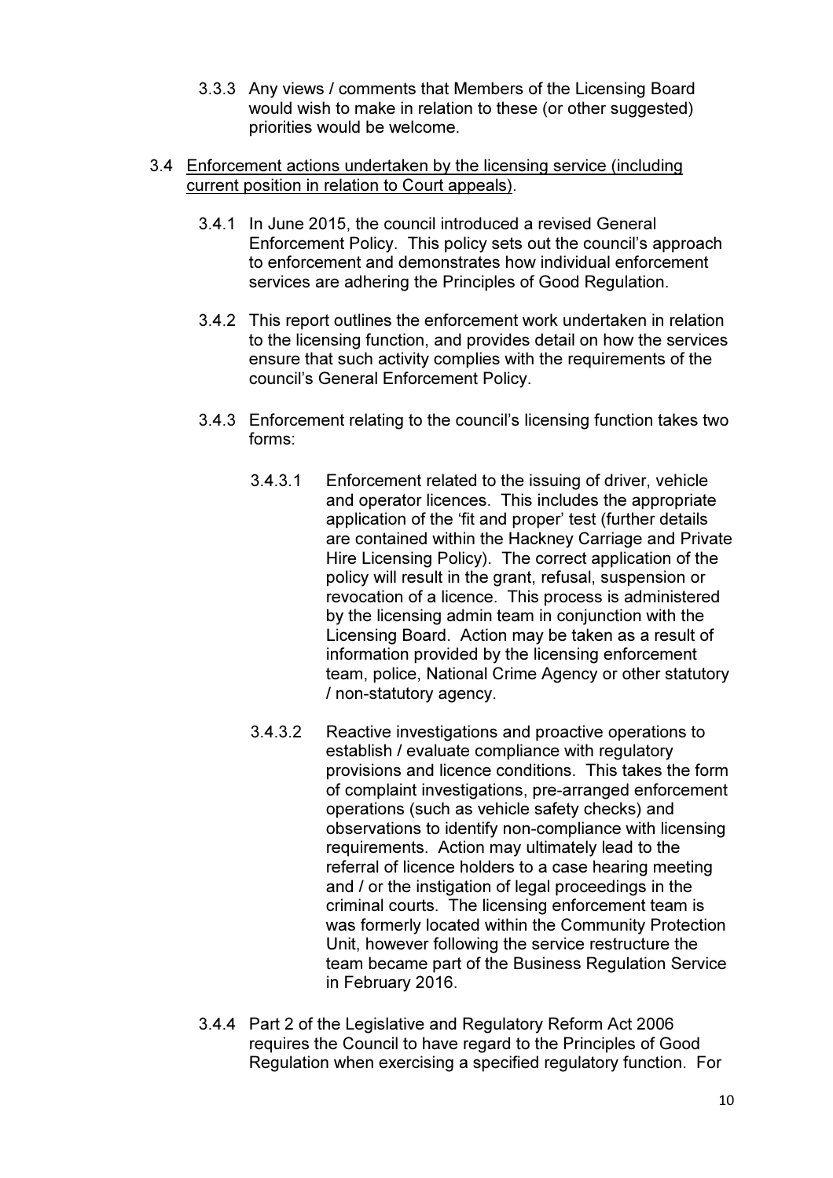3.3.3 Any views / comments that Members of the Licensing Board would wish to make in relation to these (or other suggested) priorities would be welcome.

3.4 <u>Enforcement actions undertaken by the licensing service (including current position in relation to Court appeals)</u>.

3.4.1 In June 2015, the council introduced a revised General Enforcement Policy. This policy sets out the council's approach to enforcement and demonstrates how individual enforcement services are adhering the Principles of Good Regulation.

3.4.2 This report outlines the enforcement work undertaken in relation to the licensing function, and provides detail on how the services ensure that such activity complies with the requirements of the council's General Enforcement Policy.

3.4.3 Enforcement relating to the council's licensing function takes two forms:

3.4.3.1 Enforcement related to the issuing of driver, vehicle and operator licences. This includes the appropriate application of the 'fit and proper' test (further details are contained within the Hackney Carriage and Private Hire Licensing Policy). The correct application of the policy will result in the grant, refusal, suspension or revocation of a licence. This process is administered by the licensing admin team in conjunction with the Licensing Board. Action may be taken as a result of information provided by the licensing enforcement team, police, National Crime Agency or other statutory / non-statutory agency.

3.4.3.2 Reactive investigations and proactive operations to establish / evaluate compliance with regulatory provisions and licence conditions. This takes the form of complaint investigations, pre-arranged enforcement operations (such as vehicle safety checks) and observations to identify non-compliance with licensing requirements. Action may ultimately lead to the referral of licence holders to a case hearing meeting and / or the instigation of legal proceedings in the criminal courts. The licensing enforcement team is was formerly located within the Community Protection Unit, however following the service restructure the team became part of the Business Regulation Service in February 2016.

3.4.4 Part 2 of the Legislative and Regulatory Reform Act 2006 requires the Council to have regard to the Principles of Good Regulation when exercising a specified regulatory function. For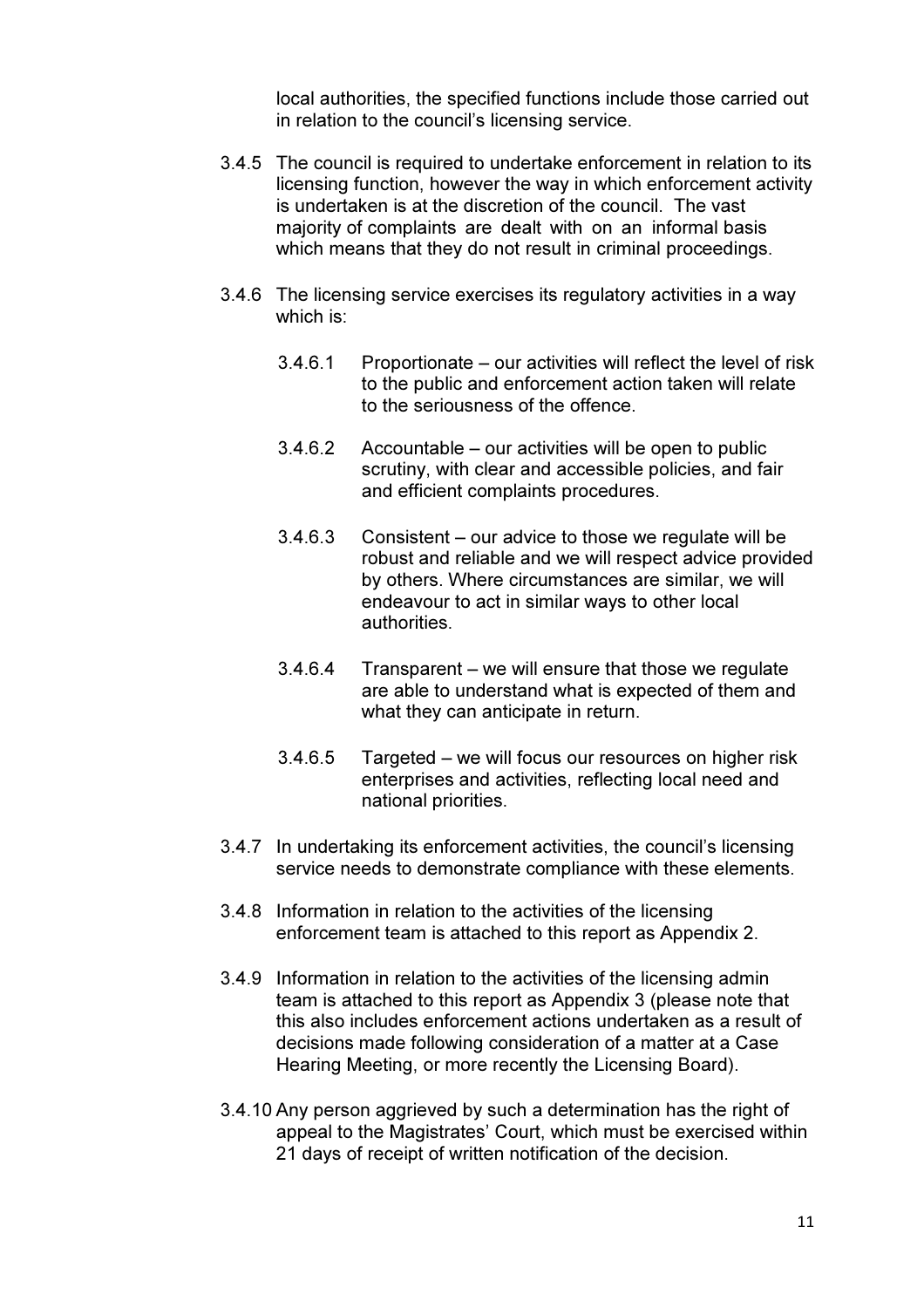local authorities, the specified functions include those carried out in relation to the council's licensing service.

3.4.5 The council is required to undertake enforcement in relation to its licensing function, however the way in which enforcement activity is undertaken is at the discretion of the council. The vast majority of complaints are dealt with on an informal basis which means that they do not result in criminal proceedings.

3.4.6 The licensing service exercises its regulatory activities in a way which is:

3.4.6.1 Proportionate – our activities will reflect the level of risk to the public and enforcement action taken will relate to the seriousness of the offence.

3.4.6.2 Accountable – our activities will be open to public scrutiny, with clear and accessible policies, and fair and efficient complaints procedures.

3.4.6.3 Consistent – our advice to those we regulate will be robust and reliable and we will respect advice provided by others. Where circumstances are similar, we will endeavour to act in similar ways to other local authorities.

3.4.6.4 Transparent – we will ensure that those we regulate are able to understand what is expected of them and what they can anticipate in return.

3.4.6.5 Targeted – we will focus our resources on higher risk enterprises and activities, reflecting local need and national priorities.

3.4.7 In undertaking its enforcement activities, the council's licensing service needs to demonstrate compliance with these elements.

3.4.8 Information in relation to the activities of the licensing enforcement team is attached to this report as Appendix 2.

3.4.9 Information in relation to the activities of the licensing admin team is attached to this report as Appendix 3 (please note that this also includes enforcement actions undertaken as a result of decisions made following consideration of a matter at a Case Hearing Meeting, or more recently the Licensing Board).

3.4.10 Any person aggrieved by such a determination has the right of appeal to the Magistrates' Court, which must be exercised within 21 days of receipt of written notification of the decision.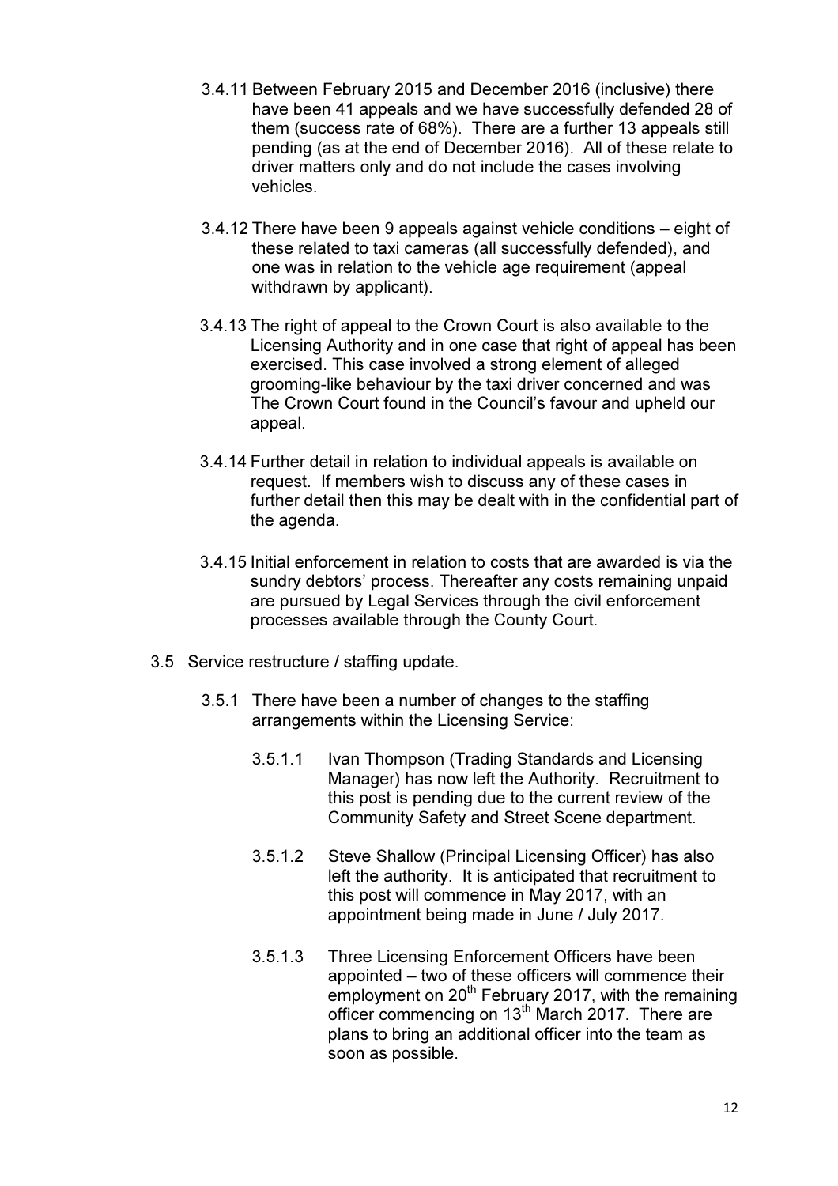3.4.11 Between February 2015 and December 2016 (inclusive) there have been 41 appeals and we have successfully defended 28 of them (success rate of 68%). There are a further 13 appeals still pending (as at the end of December 2016). All of these relate to driver matters only and do not include the cases involving vehicles.

3.4.12 There have been 9 appeals against vehicle conditions – eight of these related to taxi cameras (all successfully defended), and one was in relation to the vehicle age requirement (appeal withdrawn by applicant).

3.4.13 The right of appeal to the Crown Court is also available to the Licensing Authority and in one case that right of appeal has been exercised. This case involved a strong element of alleged grooming-like behaviour by the taxi driver concerned and was The Crown Court found in the Council's favour and upheld our appeal.

3.4.14 Further detail in relation to individual appeals is available on request. If members wish to discuss any of these cases in further detail then this may be dealt with in the confidential part of the agenda.

3.4.15 Initial enforcement in relation to costs that are awarded is via the sundry debtors' process. Thereafter any costs remaining unpaid are pursued by Legal Services through the civil enforcement processes available through the County Court.

3.5 Service restructure / staffing update.

3.5.1 There have been a number of changes to the staffing arrangements within the Licensing Service:

3.5.1.1 Ivan Thompson (Trading Standards and Licensing Manager) has now left the Authority. Recruitment to this post is pending due to the current review of the Community Safety and Street Scene department.

3.5.1.2 Steve Shallow (Principal Licensing Officer) has also left the authority. It is anticipated that recruitment to this post will commence in May 2017, with an appointment being made in June / July 2017.

3.5.1.3 Three Licensing Enforcement Officers have been appointed – two of these officers will commence their employment on 20th February 2017, with the remaining officer commencing on 13th March 2017. There are plans to bring an additional officer into the team as soon as possible.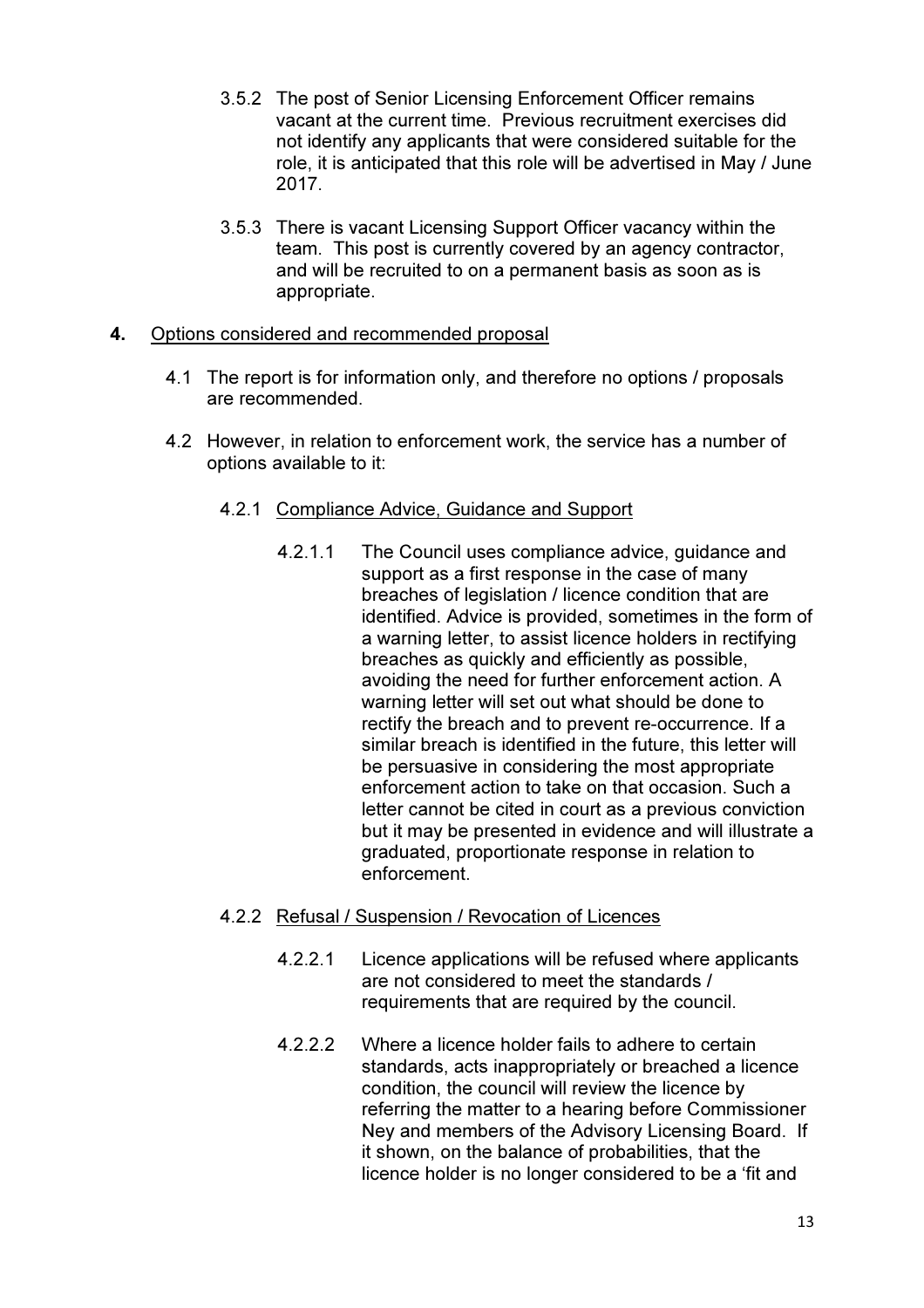3.5.2 The post of Senior Licensing Enforcement Officer remains vacant at the current time. Previous recruitment exercises did not identify any applicants that were considered suitable for the role, it is anticipated that this role will be advertised in May / June 2017.

3.5.3 There is vacant Licensing Support Officer vacancy within the team. This post is currently covered by an agency contractor, and will be recruited to on a permanent basis as soon as is appropriate.

## 4. <u>Options considered and recommended proposal</u>

4.1 The report is for information only, and therefore no options / proposals are recommended.

4.2 However, in relation to enforcement work, the service has a number of options available to it:

4.2.1 <u>Compliance Advice, Guidance and Support</u>

4.2.1.1 The Council uses compliance advice, guidance and support as a first response in the case of many breaches of legislation / licence condition that are identified. Advice is provided, sometimes in the form of a warning letter, to assist licence holders in rectifying breaches as quickly and efficiently as possible, avoiding the need for further enforcement action. A warning letter will set out what should be done to rectify the breach and to prevent re-occurrence. If a similar breach is identified in the future, this letter will be persuasive in considering the most appropriate enforcement action to take on that occasion. Such a letter cannot be cited in court as a previous conviction but it may be presented in evidence and will illustrate a graduated, proportionate response in relation to enforcement.

4.2.2 <u>Refusal / Suspension / Revocation of Licences</u>

4.2.2.1 Licence applications will be refused where applicants are not considered to meet the standards / requirements that are required by the council.

4.2.2.2 Where a licence holder fails to adhere to certain standards, acts inappropriately or breached a licence condition, the council will review the licence by referring the matter to a hearing before Commissioner Ney and members of the Advisory Licensing Board. If it shown, on the balance of probabilities, that the licence holder is no longer considered to be a 'fit and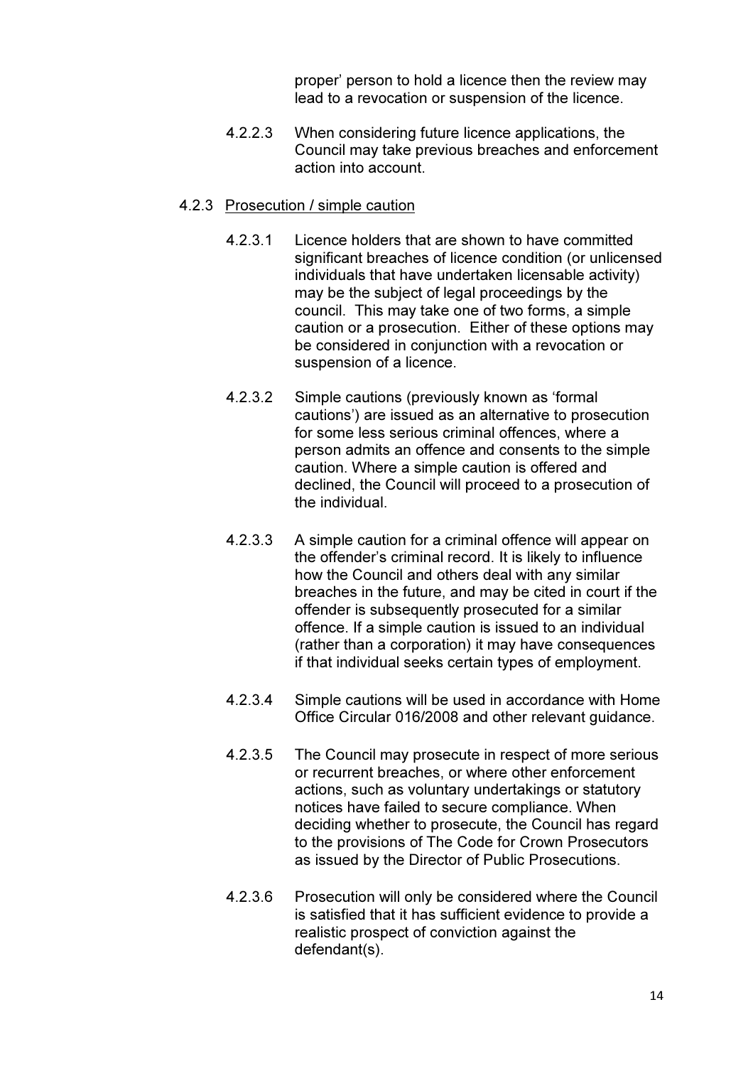proper' person to hold a licence then the review may lead to a revocation or suspension of the licence.

4.2.2.3 When considering future licence applications, the Council may take previous breaches and enforcement action into account.

### 4.2.3 <u>Prosecution / simple caution</u>

4.2.3.1 Licence holders that are shown to have committed significant breaches of licence condition (or unlicensed individuals that have undertaken licensable activity) may be the subject of legal proceedings by the council. This may take one of two forms, a simple caution or a prosecution. Either of these options may be considered in conjunction with a revocation or suspension of a licence.

4.2.3.2 Simple cautions (previously known as 'formal cautions') are issued as an alternative to prosecution for some less serious criminal offences, where a person admits an offence and consents to the simple caution. Where a simple caution is offered and declined, the Council will proceed to a prosecution of the individual.

4.2.3.3 A simple caution for a criminal offence will appear on the offender's criminal record. It is likely to influence how the Council and others deal with any similar breaches in the future, and may be cited in court if the offender is subsequently prosecuted for a similar offence. If a simple caution is issued to an individual (rather than a corporation) it may have consequences if that individual seeks certain types of employment.

4.2.3.4 Simple cautions will be used in accordance with Home Office Circular 016/2008 and other relevant guidance.

4.2.3.5 The Council may prosecute in respect of more serious or recurrent breaches, or where other enforcement actions, such as voluntary undertakings or statutory notices have failed to secure compliance. When deciding whether to prosecute, the Council has regard to the provisions of The Code for Crown Prosecutors as issued by the Director of Public Prosecutions.

4.2.3.6 Prosecution will only be considered where the Council is satisfied that it has sufficient evidence to provide a realistic prospect of conviction against the defendant(s).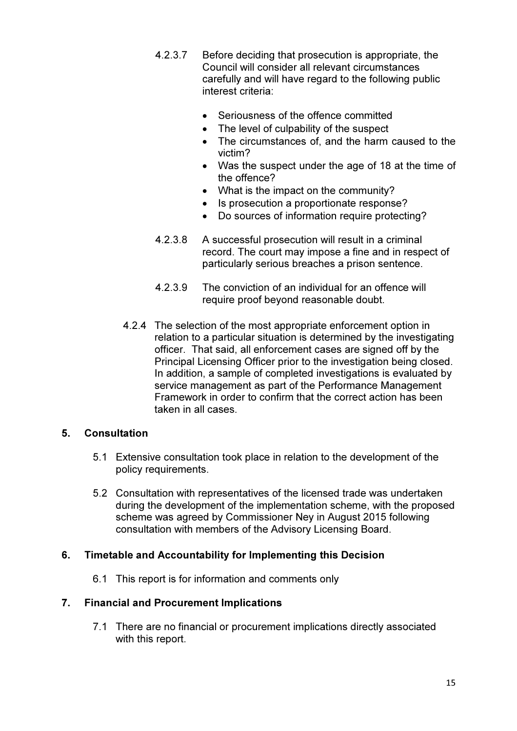4.2.3.7 Before deciding that prosecution is appropriate, the Council will consider all relevant circumstances carefully and will have regard to the following public interest criteria:

- Seriousness of the offence committed
- The level of culpability of the suspect
- The circumstances of, and the harm caused to the victim?
- Was the suspect under the age of 18 at the time of the offence?
- What is the impact on the community?
- Is prosecution a proportionate response?
- Do sources of information require protecting?

4.2.3.8 A successful prosecution will result in a criminal record. The court may impose a fine and in respect of particularly serious breaches a prison sentence.

4.2.3.9 The conviction of an individual for an offence will require proof beyond reasonable doubt.

4.2.4 The selection of the most appropriate enforcement option in relation to a particular situation is determined by the investigating officer. That said, all enforcement cases are signed off by the Principal Licensing Officer prior to the investigation being closed. In addition, a sample of completed investigations is evaluated by service management as part of the Performance Management Framework in order to confirm that the correct action has been taken in all cases.

## 5. Consultation

5.1 Extensive consultation took place in relation to the development of the policy requirements.

5.2 Consultation with representatives of the licensed trade was undertaken during the development of the implementation scheme, with the proposed scheme was agreed by Commissioner Ney in August 2015 following consultation with members of the Advisory Licensing Board.

## 6. Timetable and Accountability for Implementing this Decision

6.1 This report is for information and comments only

## 7. Financial and Procurement Implications

7.1 There are no financial or procurement implications directly associated with this report.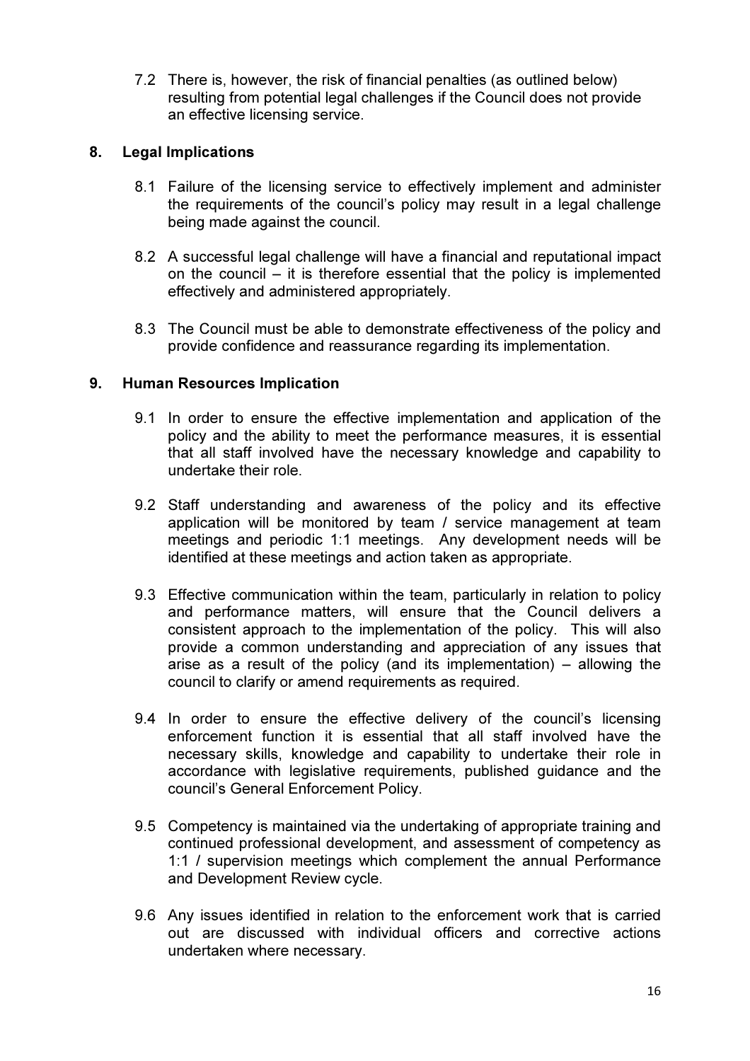7.2 There is, however, the risk of financial penalties (as outlined below) resulting from potential legal challenges if the Council does not provide an effective licensing service.

## 8. Legal Implications

8.1 Failure of the licensing service to effectively implement and administer the requirements of the council's policy may result in a legal challenge being made against the council.

8.2 A successful legal challenge will have a financial and reputational impact on the council – it is therefore essential that the policy is implemented effectively and administered appropriately.

8.3 The Council must be able to demonstrate effectiveness of the policy and provide confidence and reassurance regarding its implementation.

## 9. Human Resources Implication

9.1 In order to ensure the effective implementation and application of the policy and the ability to meet the performance measures, it is essential that all staff involved have the necessary knowledge and capability to undertake their role.

9.2 Staff understanding and awareness of the policy and its effective application will be monitored by team / service management at team meetings and periodic 1:1 meetings. Any development needs will be identified at these meetings and action taken as appropriate.

9.3 Effective communication within the team, particularly in relation to policy and performance matters, will ensure that the Council delivers a consistent approach to the implementation of the policy. This will also provide a common understanding and appreciation of any issues that arise as a result of the policy (and its implementation) – allowing the council to clarify or amend requirements as required.

9.4 In order to ensure the effective delivery of the council's licensing enforcement function it is essential that all staff involved have the necessary skills, knowledge and capability to undertake their role in accordance with legislative requirements, published guidance and the council's General Enforcement Policy.

9.5 Competency is maintained via the undertaking of appropriate training and continued professional development, and assessment of competency as 1:1 / supervision meetings which complement the annual Performance and Development Review cycle.

9.6 Any issues identified in relation to the enforcement work that is carried out are discussed with individual officers and corrective actions undertaken where necessary.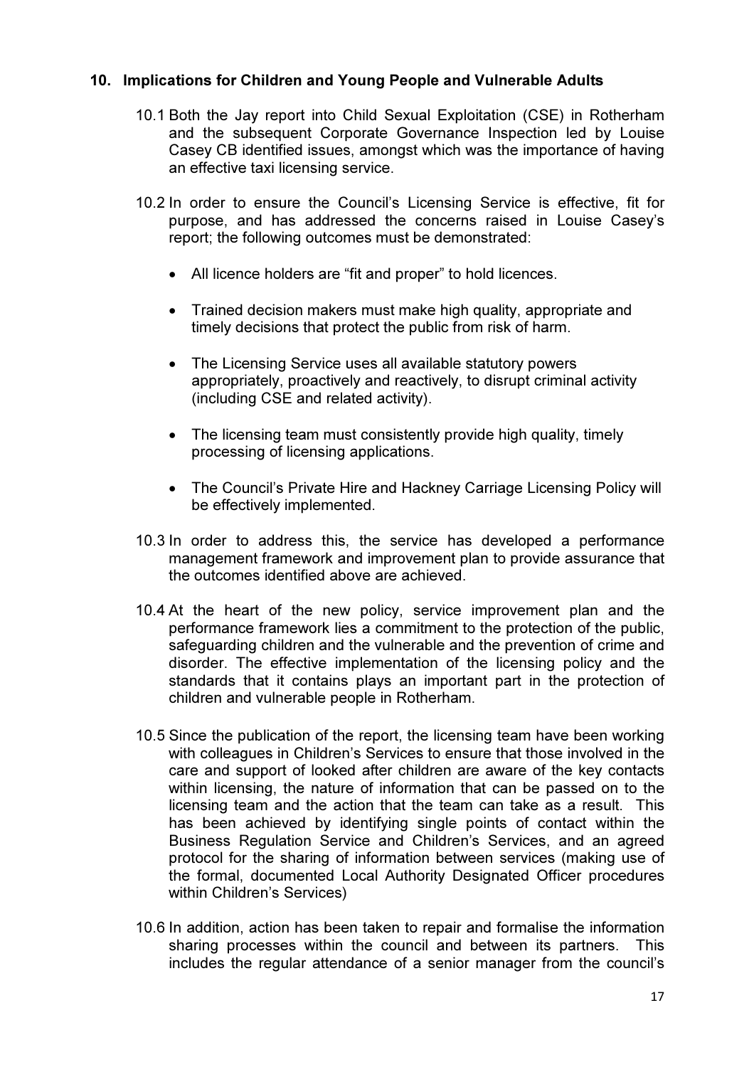## 10. Implications for Children and Young People and Vulnerable Adults

10.1 Both the Jay report into Child Sexual Exploitation (CSE) in Rotherham and the subsequent Corporate Governance Inspection led by Louise Casey CB identified issues, amongst which was the importance of having an effective taxi licensing service.

10.2 In order to ensure the Council's Licensing Service is effective, fit for purpose, and has addressed the concerns raised in Louise Casey's report; the following outcomes must be demonstrated:

- All licence holders are "fit and proper" to hold licences.
- Trained decision makers must make high quality, appropriate and timely decisions that protect the public from risk of harm.
- The Licensing Service uses all available statutory powers appropriately, proactively and reactively, to disrupt criminal activity (including CSE and related activity).
- The licensing team must consistently provide high quality, timely processing of licensing applications.
- The Council's Private Hire and Hackney Carriage Licensing Policy will be effectively implemented.

10.3 In order to address this, the service has developed a performance management framework and improvement plan to provide assurance that the outcomes identified above are achieved.

10.4 At the heart of the new policy, service improvement plan and the performance framework lies a commitment to the protection of the public, safeguarding children and the vulnerable and the prevention of crime and disorder. The effective implementation of the licensing policy and the standards that it contains plays an important part in the protection of children and vulnerable people in Rotherham.

10.5 Since the publication of the report, the licensing team have been working with colleagues in Children's Services to ensure that those involved in the care and support of looked after children are aware of the key contacts within licensing, the nature of information that can be passed on to the licensing team and the action that the team can take as a result. This has been achieved by identifying single points of contact within the Business Regulation Service and Children's Services, and an agreed protocol for the sharing of information between services (making use of the formal, documented Local Authority Designated Officer procedures within Children's Services)

10.6 In addition, action has been taken to repair and formalise the information sharing processes within the council and between its partners. This includes the regular attendance of a senior manager from the council's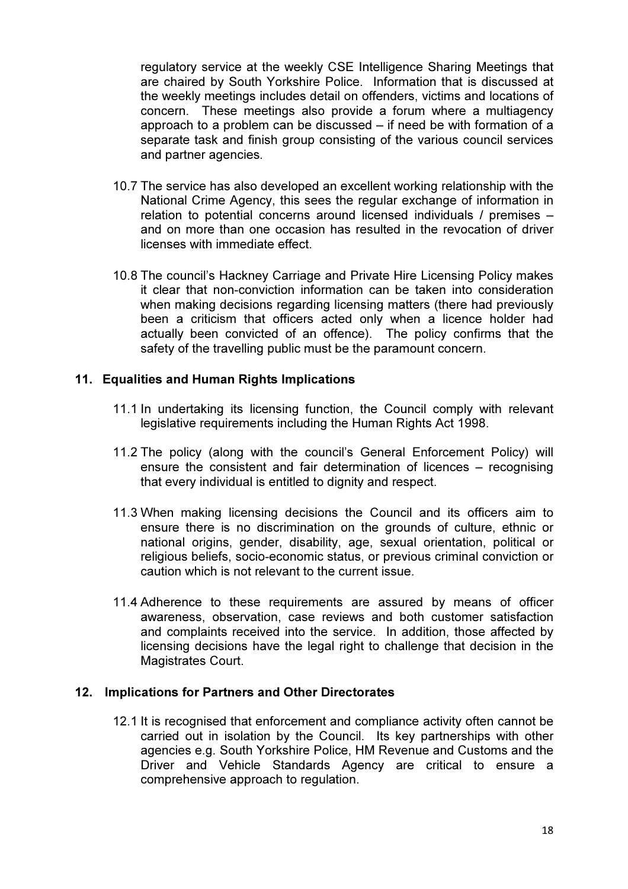regulatory service at the weekly CSE Intelligence Sharing Meetings that are chaired by South Yorkshire Police. Information that is discussed at the weekly meetings includes detail on offenders, victims and locations of concern. These meetings also provide a forum where a multiagency approach to a problem can be discussed – if need be with formation of a separate task and finish group consisting of the various council services and partner agencies.

10.7 The service has also developed an excellent working relationship with the National Crime Agency, this sees the regular exchange of information in relation to potential concerns around licensed individuals / premises – and on more than one occasion has resulted in the revocation of driver licenses with immediate effect.

10.8 The council's Hackney Carriage and Private Hire Licensing Policy makes it clear that non-conviction information can be taken into consideration when making decisions regarding licensing matters (there had previously been a criticism that officers acted only when a licence holder had actually been convicted of an offence). The policy confirms that the safety of the travelling public must be the paramount concern.

## 11. Equalities and Human Rights Implications

11.1 In undertaking its licensing function, the Council comply with relevant legislative requirements including the Human Rights Act 1998.

11.2 The policy (along with the council's General Enforcement Policy) will ensure the consistent and fair determination of licences – recognising that every individual is entitled to dignity and respect.

11.3 When making licensing decisions the Council and its officers aim to ensure there is no discrimination on the grounds of culture, ethnic or national origins, gender, disability, age, sexual orientation, political or religious beliefs, socio-economic status, or previous criminal conviction or caution which is not relevant to the current issue.

11.4 Adherence to these requirements are assured by means of officer awareness, observation, case reviews and both customer satisfaction and complaints received into the service. In addition, those affected by licensing decisions have the legal right to challenge that decision in the Magistrates Court.

## 12. Implications for Partners and Other Directorates

12.1 It is recognised that enforcement and compliance activity often cannot be carried out in isolation by the Council. Its key partnerships with other agencies e.g. South Yorkshire Police, HM Revenue and Customs and the Driver and Vehicle Standards Agency are critical to ensure a comprehensive approach to regulation.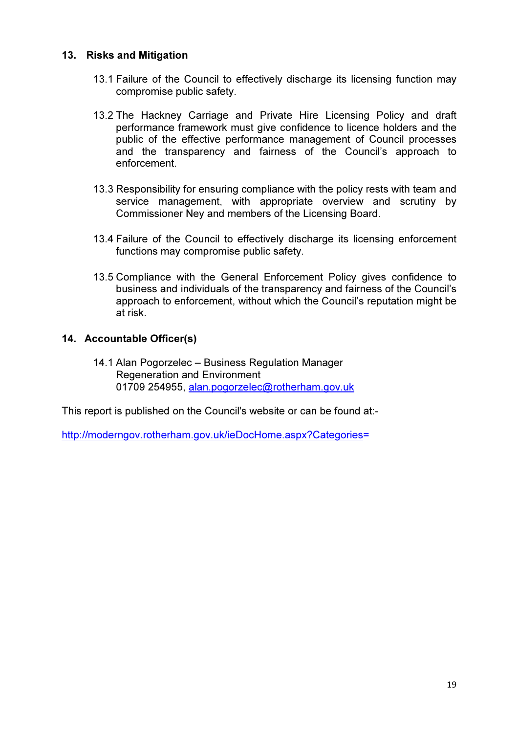## 13. Risks and Mitigation

13.1 Failure of the Council to effectively discharge its licensing function may compromise public safety.

13.2 The Hackney Carriage and Private Hire Licensing Policy and draft performance framework must give confidence to licence holders and the public of the effective performance management of Council processes and the transparency and fairness of the Council's approach to enforcement.

13.3 Responsibility for ensuring compliance with the policy rests with team and service management, with appropriate overview and scrutiny by Commissioner Ney and members of the Licensing Board.

13.4 Failure of the Council to effectively discharge its licensing enforcement functions may compromise public safety.

13.5 Compliance with the General Enforcement Policy gives confidence to business and individuals of the transparency and fairness of the Council's approach to enforcement, without which the Council's reputation might be at risk.

## 14. Accountable Officer(s)

14.1 Alan Pogorzelec – Business Regulation Manager
Regeneration and Environment
01709 254955, alan.pogorzelec@rotherham.gov.uk

This report is published on the Council's website or can be found at:-

http://moderngov.rotherham.gov.uk/ieDocHome.aspx?Categories=